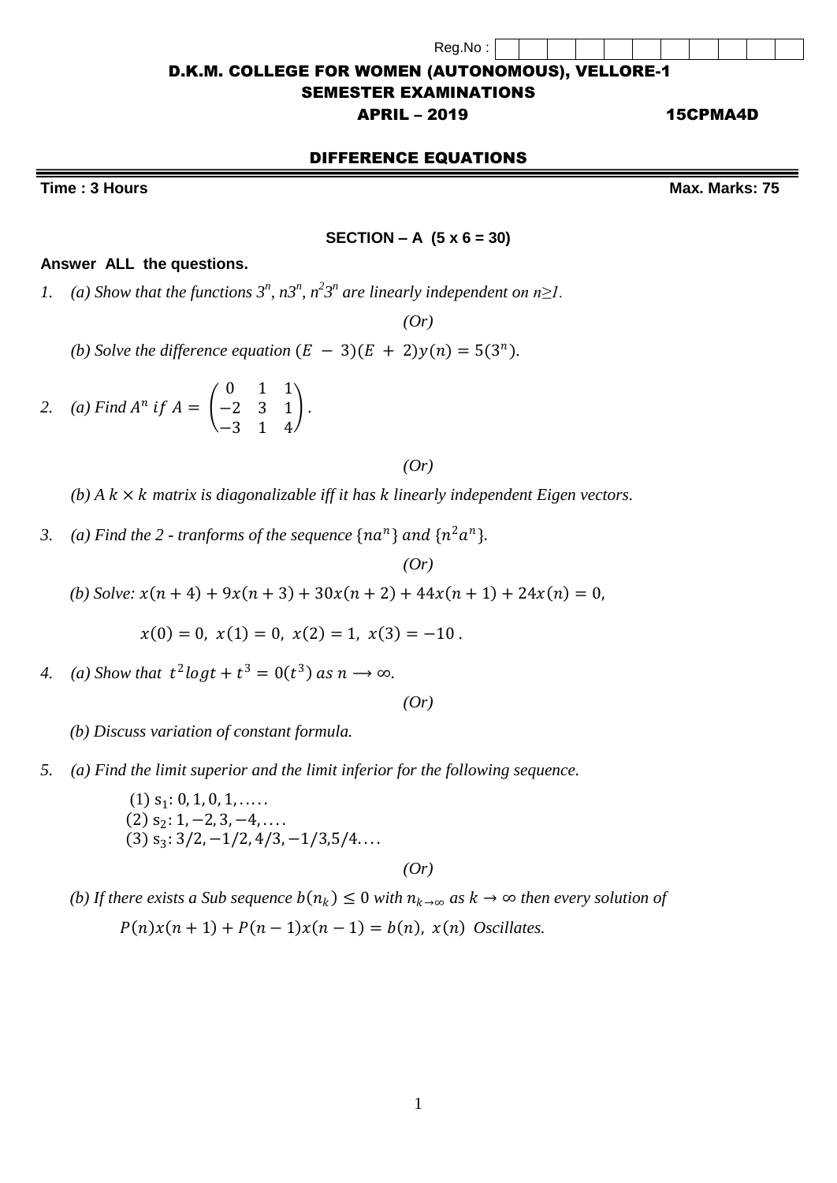Reg.No :

# D.K.M. COLLEGE FOR WOMEN (AUTONOMOUS), VELLORE-1

## SEMESTER EXAMINATIONS

**APRIL – 2019** **15CPMA4D**

## DIFFERENCE EQUATIONS

**Time : 3 Hours** **Max. Marks: 75**

### SECTION – A (5 x 6 = 30)

**Answer ALL the questions.**

1. *(a) Show that the functions $3^n$, $n3^n$, $n^2 3^n$ are linearly independent on $n \geq 1$.*

*(Or)*

*(b) Solve the difference equation $(E - 3)(E + 2)y(n) = 5(3^n)$.*

2. *(a) Find $A^n$ if $A = \begin{pmatrix} 0 & 1 & 1 \\ -2 & 3 & 1 \\ -3 & 1 & 4 \end{pmatrix}$.*

*(Or)*

*(b) A $k \times k$ matrix is diagonalizable iff it has $k$ linearly independent Eigen vectors.*

3. *(a) Find the 2 - tranforms of the sequence $\{na^n\}$ and $\{n^2 a^n\}$.*

*(Or)*

*(b) Solve: $x(n+4) + 9x(n+3) + 30x(n+2) + 44x(n+1) + 24x(n) = 0$,*

$x(0) = 0,\ x(1) = 0,\ x(2) = 1,\ x(3) = -10$ .

4. *(a) Show that $t^2 log t + t^3 = 0(t^3)$ as $n \longrightarrow \infty$.*

*(Or)*

*(b) Discuss variation of constant formula.*

5. *(a) Find the limit superior and the limit inferior for the following sequence.*

(1) $s_1: 0, 1, 0, 1, \ldots..$
(2) $s_2: 1, -2, 3, -4, \ldots.$
(3) $s_3: 3/2, -1/2, 4/3, -1/3, 5/4 \ldots.$

*(Or)*

*(b) If there exists a Sub sequence $b(n_k) \leq 0$ with $n_{k \to \infty}$ as $k \to \infty$ then every solution of*

$P(n)x(n+1) + P(n-1)x(n-1) = b(n),\ x(n)$ *Oscillates.*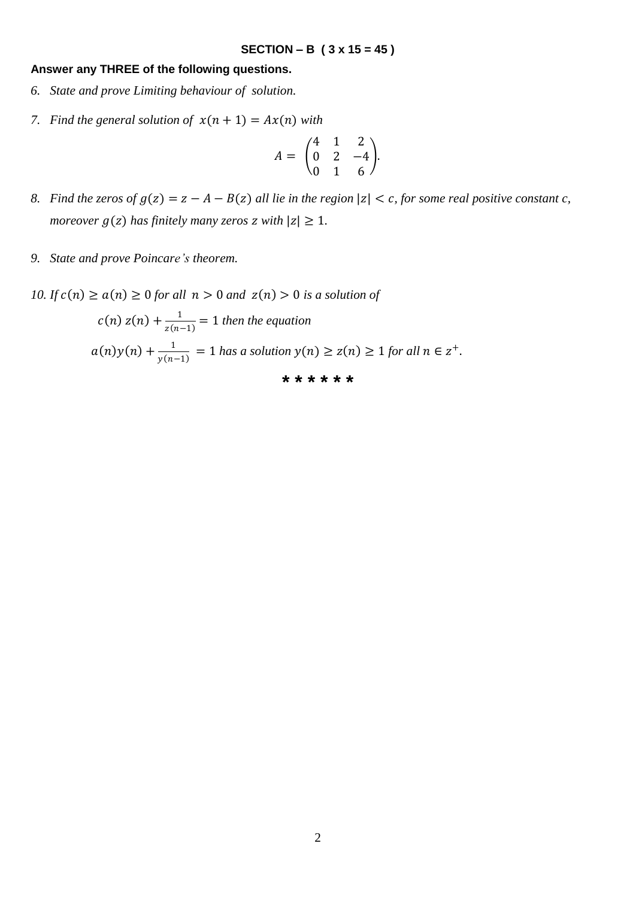**SECTION – B ( 3 x 15 = 45 )**

**Answer any THREE of the following questions.**

6. *State and prove Limiting behaviour of solution.*

7. *Find the general solution of* $x(n+1) = Ax(n)$ *with*

$$A = \begin{pmatrix} 4 & 1 & 2 \\ 0 & 2 & -4 \\ 0 & 1 & 6 \end{pmatrix}.$$

8. *Find the zeros of* $g(z) = z - A - B(z)$ *all lie in the region* $|z| < c$, *for some real positive constant c, moreover* $g(z)$ *has finitely many zeros z with* $|z| \geq 1$.

9. *State and prove Poincare's theorem.*

10. *If* $c(n) \geq a(n) \geq 0$ *for all* $n > 0$ *and* $z(n) > 0$ *is a solution of*

$$c(n)\, z(n) + \frac{1}{z(n-1)} = 1 \text{ then the equation}$$

$$a(n)y(n) + \frac{1}{y(n-1)} = 1 \text{ has a solution } y(n) \geq z(n) \geq 1 \text{ for all } n \in z^{+}.$$

******